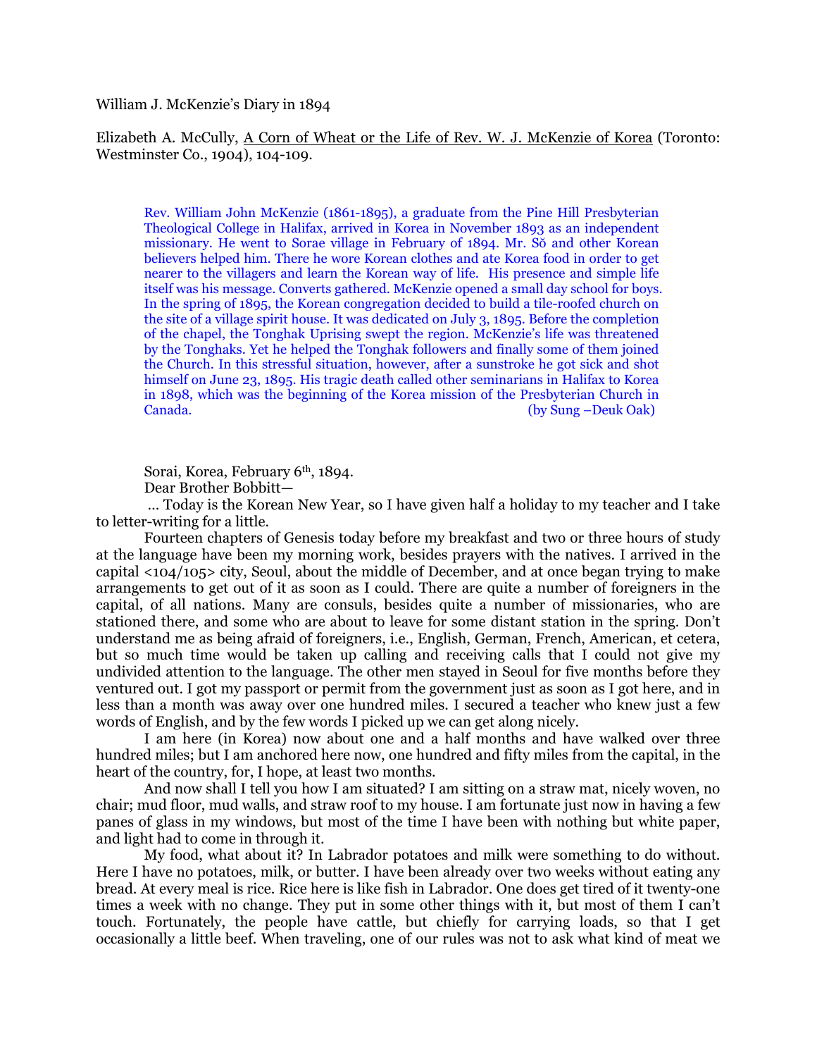William J. McKenzie's Diary in 1894

Elizabeth A. McCully, A Corn of Wheat or the Life of Rev. W. J. McKenzie of Korea (Toronto: Westminster Co., 1904), 104-109.

> Rev. William John McKenzie (1861-1895), a graduate from the Pine Hill Presbyterian Theological College in Halifax, arrived in Korea in November 1893 as an independent missionary. He went to Sorae village in February of 1894. Mr. Sŏ and other Korean believers helped him. There he wore Korean clothes and ate Korea food in order to get nearer to the villagers and learn the Korean way of life. His presence and simple life itself was his message. Converts gathered. McKenzie opened a small day school for boys. In the spring of 1895, the Korean congregation decided to build a tile-roofed church on the site of a village spirit house. It was dedicated on July 3, 1895. Before the completion of the chapel, the Tonghak Uprising swept the region. McKenzie's life was threatened by the Tonghaks. Yet he helped the Tonghak followers and finally some of them joined the Church. In this stressful situation, however, after a sunstroke he got sick and shot himself on June 23, 1895. His tragic death called other seminarians in Halifax to Korea in 1898, which was the beginning of the Korea mission of the Presbyterian Church in Canada. (by Sung –Deuk Oak)

Sorai, Korea, February 6th, 1894.

Dear Brother Bobbitt—

… Today is the Korean New Year, so I have given half a holiday to my teacher and I take to letter-writing for a little.

Fourteen chapters of Genesis today before my breakfast and two or three hours of study at the language have been my morning work, besides prayers with the natives. I arrived in the capital <104/105> city, Seoul, about the middle of December, and at once began trying to make arrangements to get out of it as soon as I could. There are quite a number of foreigners in the capital, of all nations. Many are consuls, besides quite a number of missionaries, who are stationed there, and some who are about to leave for some distant station in the spring. Don't understand me as being afraid of foreigners, i.e., English, German, French, American, et cetera, but so much time would be taken up calling and receiving calls that I could not give my undivided attention to the language. The other men stayed in Seoul for five months before they ventured out. I got my passport or permit from the government just as soon as I got here, and in less than a month was away over one hundred miles. I secured a teacher who knew just a few words of English, and by the few words I picked up we can get along nicely.

I am here (in Korea) now about one and a half months and have walked over three hundred miles; but I am anchored here now, one hundred and fifty miles from the capital, in the heart of the country, for, I hope, at least two months.

And now shall I tell you how I am situated? I am sitting on a straw mat, nicely woven, no chair; mud floor, mud walls, and straw roof to my house. I am fortunate just now in having a few panes of glass in my windows, but most of the time I have been with nothing but white paper, and light had to come in through it.

My food, what about it? In Labrador potatoes and milk were something to do without. Here I have no potatoes, milk, or butter. I have been already over two weeks without eating any bread. At every meal is rice. Rice here is like fish in Labrador. One does get tired of it twenty-one times a week with no change. They put in some other things with it, but most of them I can't touch. Fortunately, the people have cattle, but chiefly for carrying loads, so that I get occasionally a little beef. When traveling, one of our rules was not to ask what kind of meat we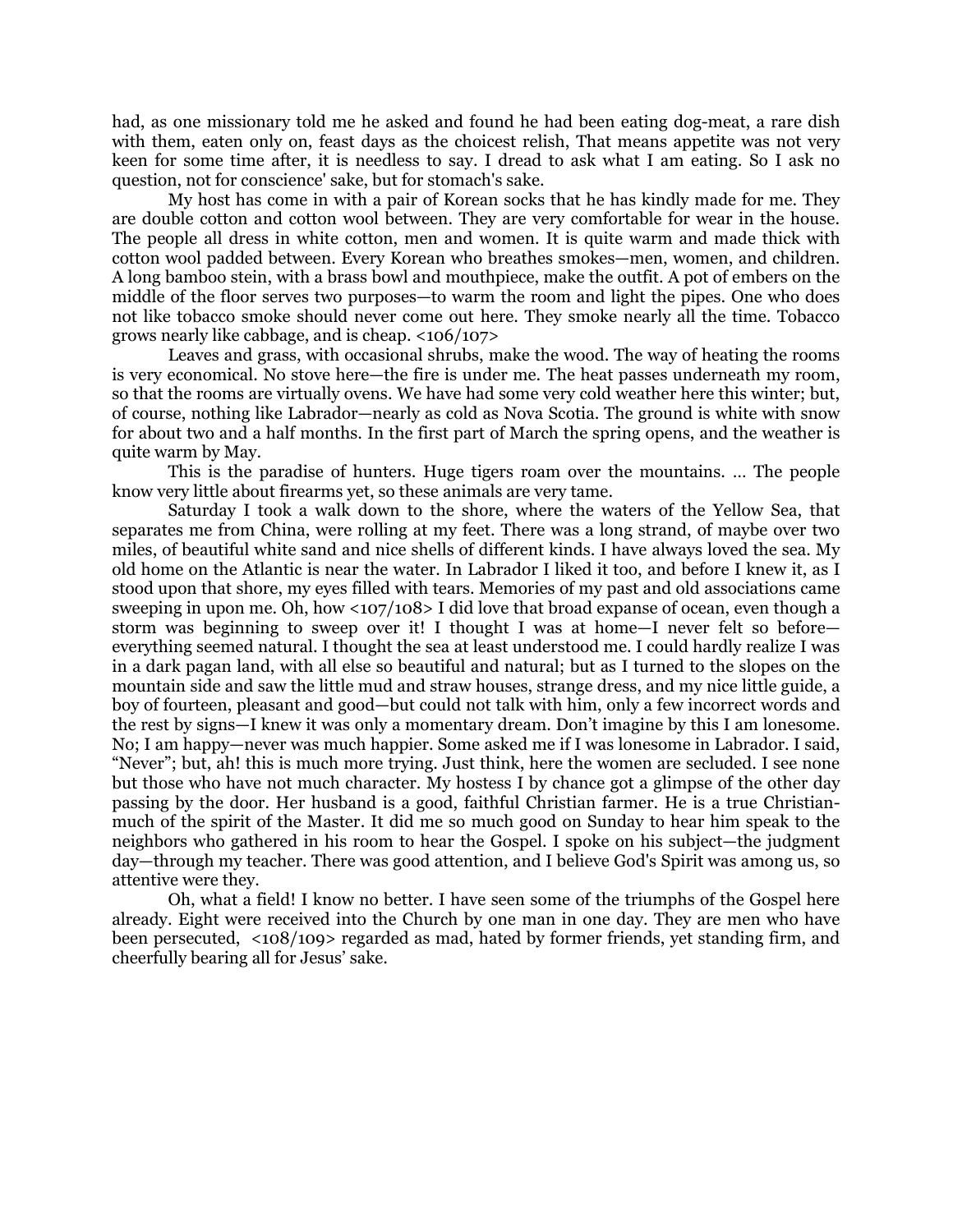had, as one missionary told me he asked and found he had been eating dog-meat, a rare dish with them, eaten only on, feast days as the choicest relish, That means appetite was not very keen for some time after, it is needless to say. I dread to ask what I am eating. So I ask no question, not for conscience' sake, but for stomach's sake.

My host has come in with a pair of Korean socks that he has kindly made for me. They are double cotton and cotton wool between. They are very comfortable for wear in the house. The people all dress in white cotton, men and women. It is quite warm and made thick with cotton wool padded between. Every Korean who breathes smokes—men, women, and children. A long bamboo stein, with a brass bowl and mouthpiece, make the outfit. A pot of embers on the middle of the floor serves two purposes—to warm the room and light the pipes. One who does not like tobacco smoke should never come out here. They smoke nearly all the time. Tobacco grows nearly like cabbage, and is cheap. <106/107>

Leaves and grass, with occasional shrubs, make the wood. The way of heating the rooms is very economical. No stove here—the fire is under me. The heat passes underneath my room, so that the rooms are virtually ovens. We have had some very cold weather here this winter; but, of course, nothing like Labrador—nearly as cold as Nova Scotia. The ground is white with snow for about two and a half months. In the first part of March the spring opens, and the weather is quite warm by May.

This is the paradise of hunters. Huge tigers roam over the mountains. ... The people know very little about firearms yet, so these animals are very tame.

Saturday I took a walk down to the shore, where the waters of the Yellow Sea, that separates me from China, were rolling at my feet. There was a long strand, of maybe over two miles, of beautiful white sand and nice shells of different kinds. I have always loved the sea. My old home on the Atlantic is near the water. In Labrador I liked it too, and before I knew it, as I stood upon that shore, my eyes filled with tears. Memories of my past and old associations came sweeping in upon me. Oh, how <107/108> I did love that broad expanse of ocean, even though a storm was beginning to sweep over it! I thought I was at home—I never felt so before—everything seemed natural. I thought the sea at least understood me. I could hardly realize I was in a dark pagan land, with all else so beautiful and natural; but as I turned to the slopes on the mountain side and saw the little mud and straw houses, strange dress, and my nice little guide, a boy of fourteen, pleasant and good—but could not talk with him, only a few incorrect words and the rest by signs—I knew it was only a momentary dream. Don't imagine by this I am lonesome. No; I am happy—never was much happier. Some asked me if I was lonesome in Labrador. I said, "Never"; but, ah! this is much more trying. Just think, here the women are secluded. I see none but those who have not much character. My hostess I by chance got a glimpse of the other day passing by the door. Her husband is a good, faithful Christian farmer. He is a true Christian-much of the spirit of the Master. It did me so much good on Sunday to hear him speak to the neighbors who gathered in his room to hear the Gospel. I spoke on his subject—the judgment day—through my teacher. There was good attention, and I believe God's Spirit was among us, so attentive were they.

Oh, what a field! I know no better. I have seen some of the triumphs of the Gospel here already. Eight were received into the Church by one man in one day. They are men who have been persecuted, <108/109> regarded as mad, hated by former friends, yet standing firm, and cheerfully bearing all for Jesus' sake.